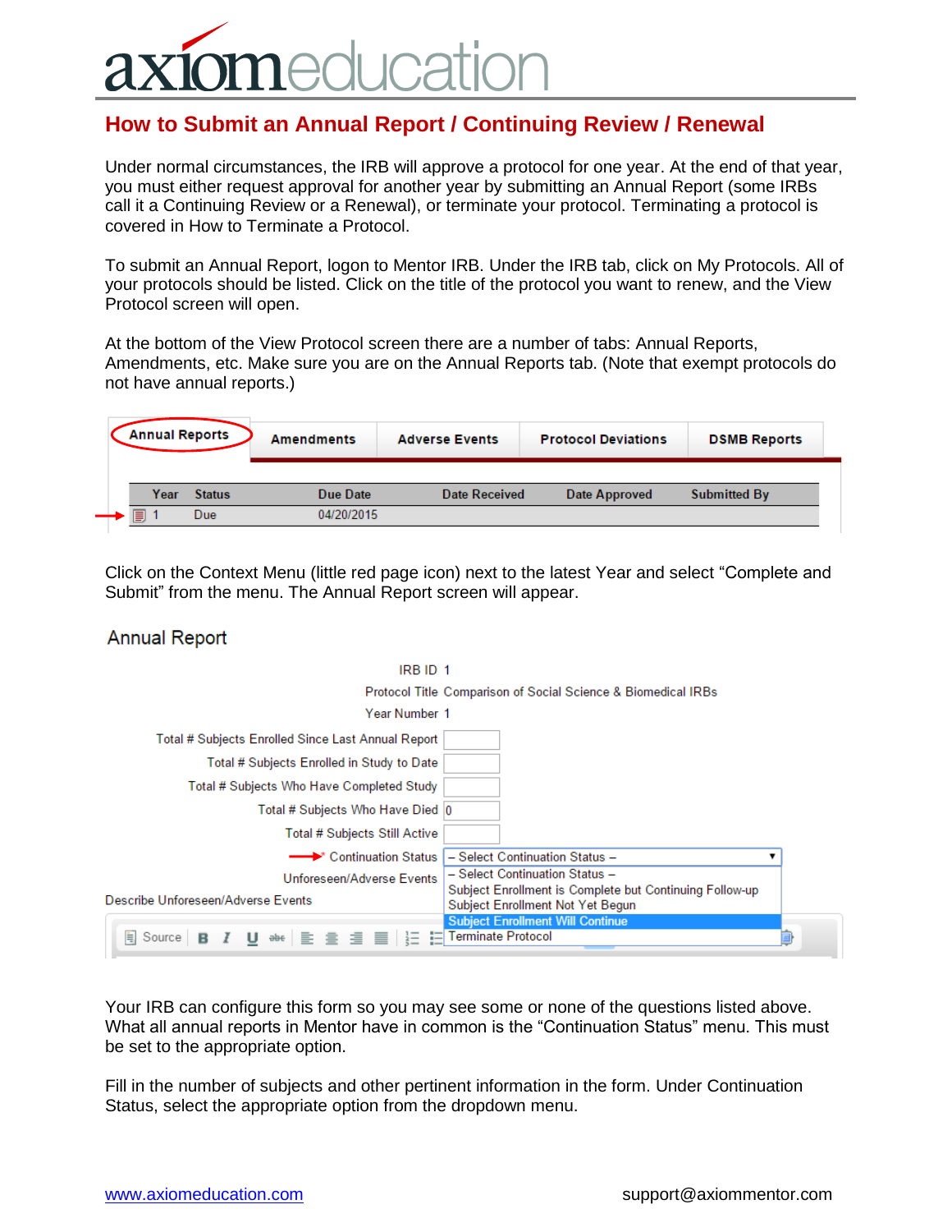# axiomeducation

## How to Submit an Annual Report / Continuing Review / Renewal

Under normal circumstances, the IRB will approve a protocol for one year. At the end of that year, you must either request approval for another year by submitting an Annual Report (some IRBs call it a Continuing Review or a Renewal), or terminate your protocol. Terminating a protocol is covered in How to Terminate a Protocol.

To submit an Annual Report, logon to Mentor IRB. Under the IRB tab, click on My Protocols. All of your protocols should be listed. Click on the title of the protocol you want to renew, and the View Protocol screen will open.

At the bottom of the View Protocol screen there are a number of tabs: Annual Reports, Amendments, etc. Make sure you are on the Annual Reports tab. (Note that exempt protocols do not have annual reports.)

Annual Reports | Amendments | Adverse Events | Protocol Deviations | DSMB Reports

| Year | Status | Due Date | Date Received | Date Approved | Submitted By |
|---|---|---|---|---|---|
| 1 | Due | 04/20/2015 | | | |

Click on the Context Menu (little red page icon) next to the latest Year and select "Complete and Submit" from the menu. The Annual Report screen will appear.

**Annual Report**

IRB ID 1
Protocol Title Comparison of Social Science & Biomedical IRBs
Year Number 1
Total # Subjects Enrolled Since Last Annual Report
Total # Subjects Enrolled in Study to Date
Total # Subjects Who Have Completed Study
Total # Subjects Who Have Died 0
Total # Subjects Still Active
\* Continuation Status – Select Continuation Status –
Unforeseen/Adverse Events
Describe Unforeseen/Adverse Events

- – Select Continuation Status –
- Subject Enrollment is Complete but Continuing Follow-up
- Subject Enrollment Not Yet Begun
- Subject Enrollment Will Continue
- Terminate Protocol

Your IRB can configure this form so you may see some or none of the questions listed above. What all annual reports in Mentor have in common is the "Continuation Status" menu. This must be set to the appropriate option.

Fill in the number of subjects and other pertinent information in the form. Under Continuation Status, select the appropriate option from the dropdown menu.

www.axiomeducation.com support@axiommentor.com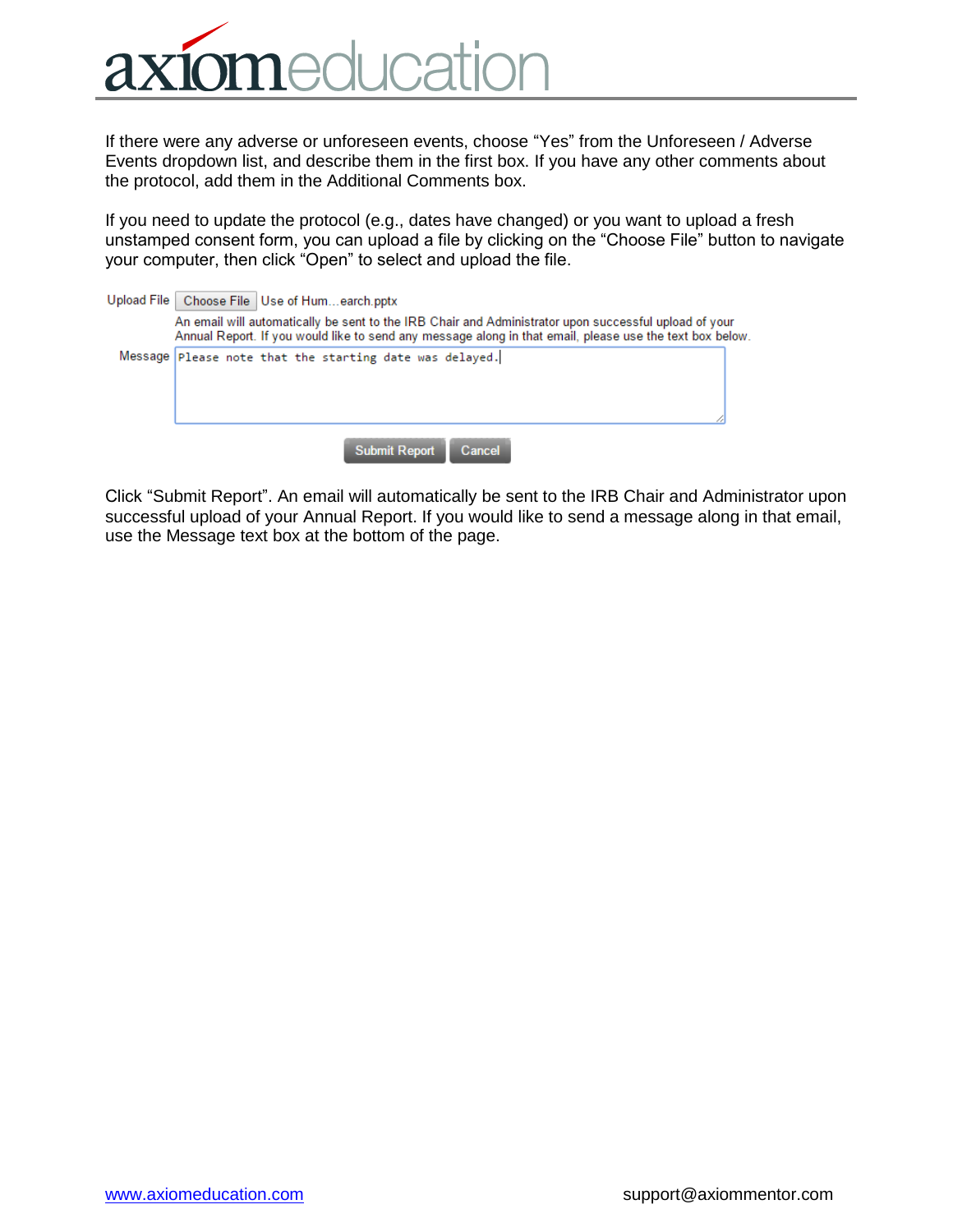If there were any adverse or unforeseen events, choose "Yes" from the Unforeseen / Adverse Events dropdown list, and describe them in the first box. If you have any other comments about the protocol, add them in the Additional Comments box.

If you need to update the protocol (e.g., dates have changed) or you want to upload a fresh unstamped consent form, you can upload a file by clicking on the "Choose File" button to navigate your computer, then click "Open" to select and upload the file.

Upload File [Choose File] Use of Hum...earch.pptx

An email will automatically be sent to the IRB Chair and Administrator upon successful upload of your Annual Report. If you would like to send any message along in that email, please use the text box below.

Message: Please note that the starting date was delayed.

[Submit Report] [Cancel]

Click "Submit Report". An email will automatically be sent to the IRB Chair and Administrator upon successful upload of your Annual Report. If you would like to send a message along in that email, use the Message text box at the bottom of the page.